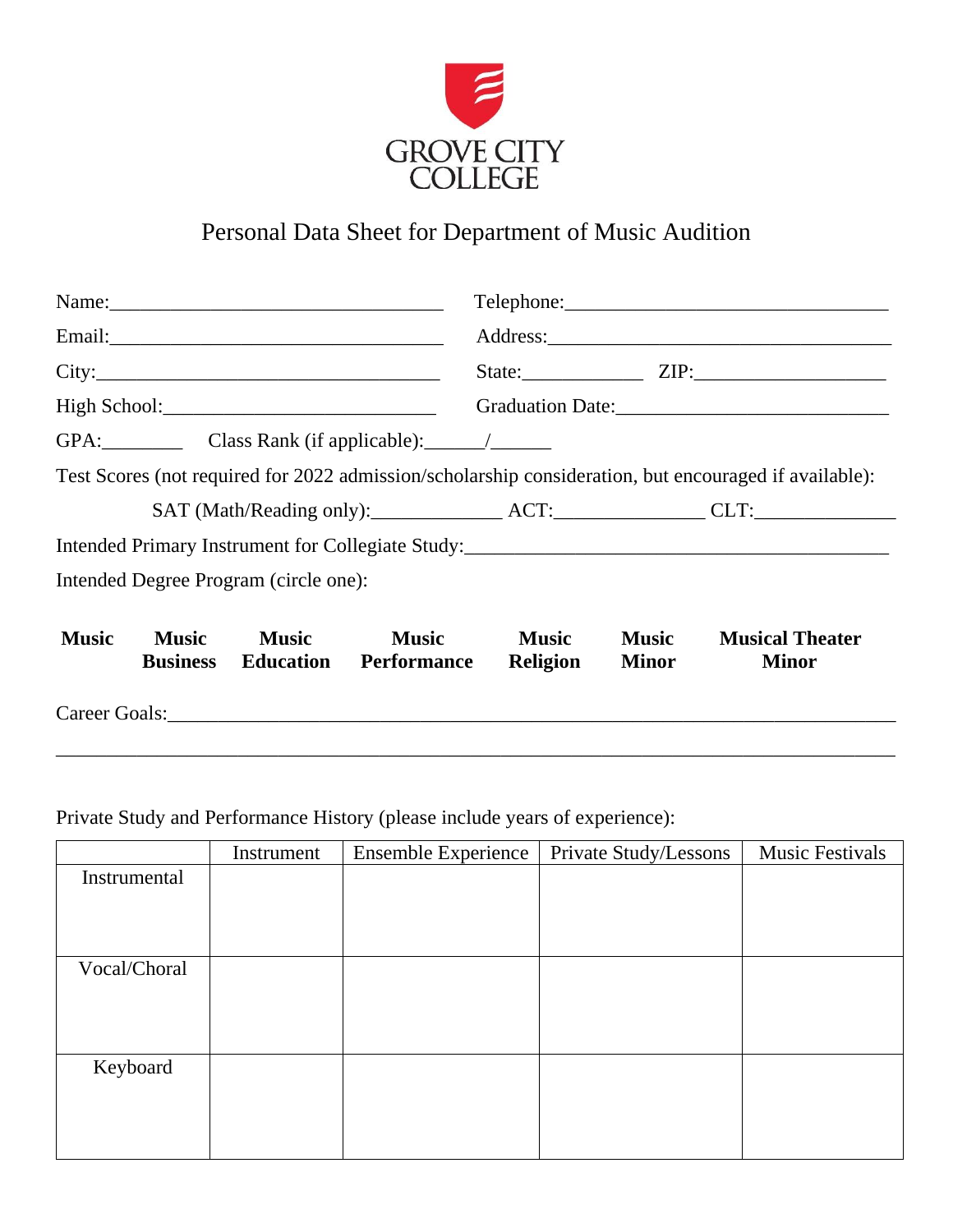GROVE CITY COLLEGE

# Personal Data Sheet for Department of Music Audition

Name:________________________________ Telephone:________________________________

Email:________________________________ Address:__________________________________

City:_________________________________ State:___________ ZIP:__________________

High School:__________________________ Graduation Date:___________________________

GPA:________ Class Rank (if applicable):______/______

Test Scores (not required for 2022 admission/scholarship consideration, but encouraged if available):

SAT (Math/Reading only):____________ ACT:______________ CLT:_____________

Intended Primary Instrument for Collegiate Study:_________________________________________

Intended Degree Program (circle one):

**Music** **Music Business** **Music Education** **Music Performance** **Music Religion** **Music Minor** **Musical Theater Minor**

Career Goals:___________________________________________________________________

_______________________________________________________________________________

Private Study and Performance History (please include years of experience):

| | Instrument | Ensemble Experience | Private Study/Lessons | Music Festivals |
|---|---|---|---|---|
| Instrumental | | | | |
| Vocal/Choral | | | | |
| Keyboard | | | | |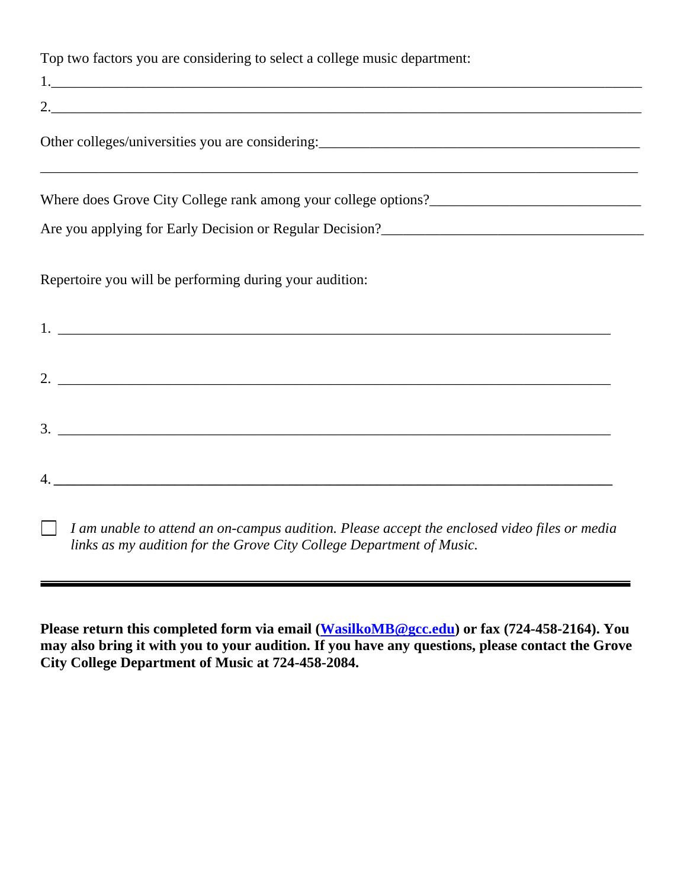Top two factors you are considering to select a college music department:

1.\_\_\_\_\_\_\_\_\_\_\_\_\_\_\_\_\_\_\_\_\_\_\_\_\_\_\_\_\_\_\_\_\_\_\_\_\_\_\_\_\_\_\_\_\_\_\_\_\_\_\_\_\_\_\_\_\_\_\_\_\_\_\_\_\_\_\_\_\_\_\_\_\_\_\_\_\_\_

2.\_\_\_\_\_\_\_\_\_\_\_\_\_\_\_\_\_\_\_\_\_\_\_\_\_\_\_\_\_\_\_\_\_\_\_\_\_\_\_\_\_\_\_\_\_\_\_\_\_\_\_\_\_\_\_\_\_\_\_\_\_\_\_\_\_\_\_\_\_\_\_\_\_\_\_\_\_\_

Other colleges/universities you are considering:\_\_\_\_\_\_\_\_\_\_\_\_\_\_\_\_\_\_\_\_\_\_\_\_\_\_\_\_\_\_\_\_\_\_\_\_\_\_\_\_\_\_\_\_

\_\_\_\_\_\_\_\_\_\_\_\_\_\_\_\_\_\_\_\_\_\_\_\_\_\_\_\_\_\_\_\_\_\_\_\_\_\_\_\_\_\_\_\_\_\_\_\_\_\_\_\_\_\_\_\_\_\_\_\_\_\_\_\_\_\_\_\_\_\_\_\_\_\_\_\_\_\_\_\_

Where does Grove City College rank among your college options?\_\_\_\_\_\_\_\_\_\_\_\_\_\_\_\_\_\_\_\_\_\_\_\_\_\_\_\_\_\_

Are you applying for Early Decision or Regular Decision?\_\_\_\_\_\_\_\_\_\_\_\_\_\_\_\_\_\_\_\_\_\_\_\_\_\_\_\_\_\_\_\_\_\_\_\_\_

Repertoire you will be performing during your audition:

1. \_\_\_\_\_\_\_\_\_\_\_\_\_\_\_\_\_\_\_\_\_\_\_\_\_\_\_\_\_\_\_\_\_\_\_\_\_\_\_\_\_\_\_\_\_\_\_\_\_\_\_\_\_\_\_\_\_\_\_\_\_\_\_\_\_\_\_\_\_\_\_\_\_\_\_

2. \_\_\_\_\_\_\_\_\_\_\_\_\_\_\_\_\_\_\_\_\_\_\_\_\_\_\_\_\_\_\_\_\_\_\_\_\_\_\_\_\_\_\_\_\_\_\_\_\_\_\_\_\_\_\_\_\_\_\_\_\_\_\_\_\_\_\_\_\_\_\_\_\_\_\_

3. \_\_\_\_\_\_\_\_\_\_\_\_\_\_\_\_\_\_\_\_\_\_\_\_\_\_\_\_\_\_\_\_\_\_\_\_\_\_\_\_\_\_\_\_\_\_\_\_\_\_\_\_\_\_\_\_\_\_\_\_\_\_\_\_\_\_\_\_\_\_\_\_\_\_\_

4. \_\_\_\_\_\_\_\_\_\_\_\_\_\_\_\_\_\_\_\_\_\_\_\_\_\_\_\_\_\_\_\_\_\_\_\_\_\_\_\_\_\_\_\_\_\_\_\_\_\_\_\_\_\_\_\_\_\_\_\_\_\_\_\_\_\_\_\_\_\_\_\_\_\_\_

☐ *I am unable to attend an on-campus audition. Please accept the enclosed video files or media links as my audition for the Grove City College Department of Music.*

---

**Please return this completed form via email ([WasilkoMB@gcc.edu](mailto:WasilkoMB@gcc.edu)) or fax (724-458-2164). You may also bring it with you to your audition. If you have any questions, please contact the Grove City College Department of Music at 724-458-2084.**